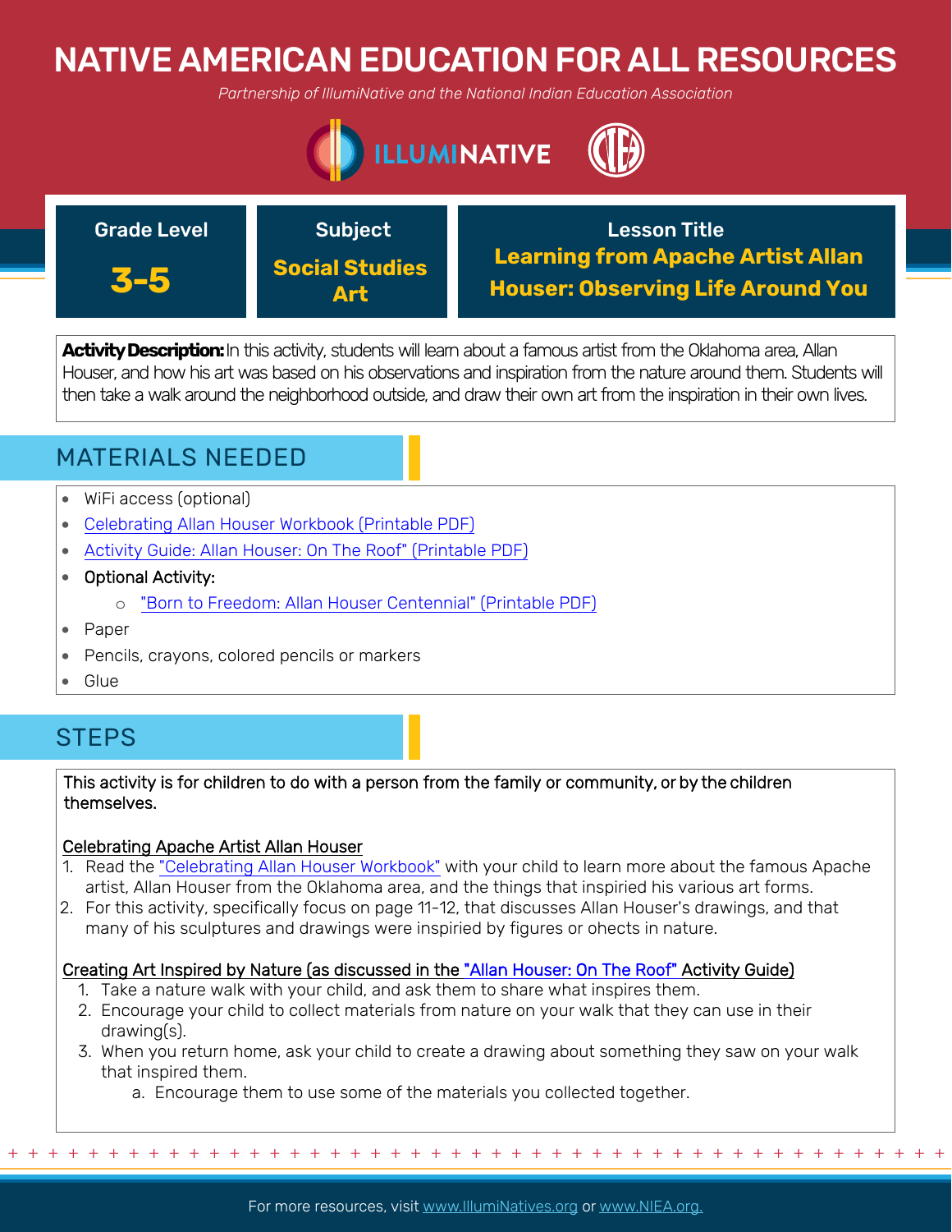# NATIVE AMERICAN EDUCATION FOR ALL RESOURCES

*Partnership of IllumiNative and the National Indian Education Association*

| Grade Level | Subject | Lesson Title |
| --- | --- | --- |
| **3-5** | **Social Studies Art** | **Learning from Apache Artist Allan Houser: Observing Life Around You** |

**Activity Description:** In this activity, students will learn about a famous artist from the Oklahoma area, Allan Houser, and how his art was based on his observations and inspiration from the nature around them. Students will then take a walk around the neighborhood outside, and draw their own art from the inspiration in their own lives.

## MATERIALS NEEDED

- WiFi access (optional)
- Celebrating Allan Houser Workbook (Printable PDF)
- Activity Guide: Allan Houser: On The Roof" (Printable PDF)
- Optional Activity:
  - "Born to Freedom: Allan Houser Centennial" (Printable PDF)
- Paper
- Pencils, crayons, colored pencils or markers
- Glue

## STEPS

This activity is for children to do with a person from the family or community, or by the children themselves.

Celebrating Apache Artist Allan Houser

1. Read the "Celebrating Allan Houser Workbook" with your child to learn more about the famous Apache artist, Allan Houser from the Oklahoma area, and the things that inspiried his various art forms.
2. For this activity, specifically focus on page 11-12, that discusses Allan Houser's drawings, and that many of his sculptures and drawings were inspiried by figures or ohects in nature.

Creating Art Inspired by Nature (as discussed in the "Allan Houser: On The Roof" Activity Guide)

1. Take a nature walk with your child, and ask them to share what inspires them.
2. Encourage your child to collect materials from nature on your walk that they can use in their drawing(s).
3. When you return home, ask your child to create a drawing about something they saw on your walk that inspired them.
   a. Encourage them to use some of the materials you collected together.

For more resources, visit www.IllumiNatives.org or www.NIEA.org.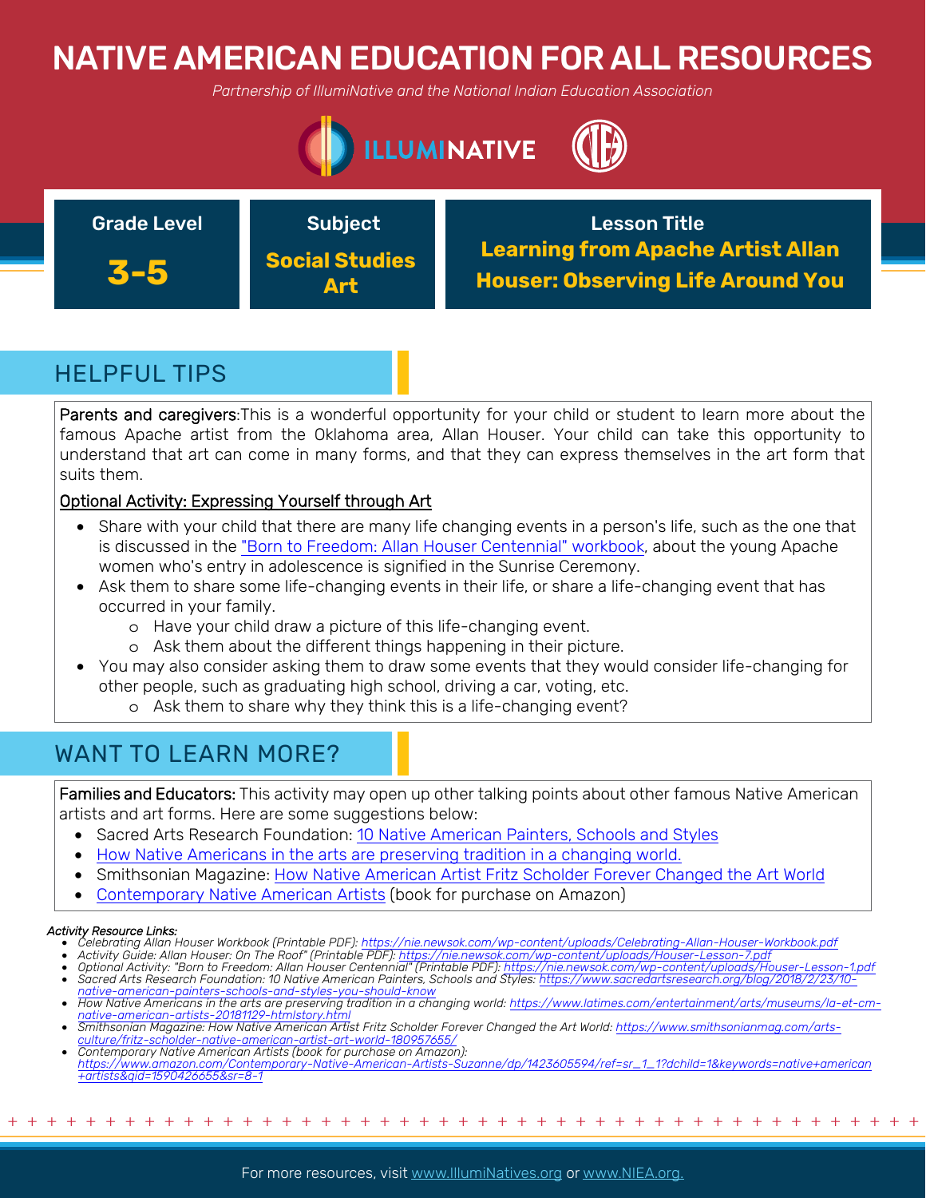# NATIVE AMERICAN EDUCATION FOR ALL RESOURCES

*Partnership of IllumiNative and the National Indian Education Association*

| Grade Level | Subject | Lesson Title |
| --- | --- | --- |
| **3-5** | **Social Studies Art** | **Learning from Apache Artist Allan Houser: Observing Life Around You** |

## HELPFUL TIPS

Parents and caregivers:This is a wonderful opportunity for your child or student to learn more about the famous Apache artist from the Oklahoma area, Allan Houser. Your child can take this opportunity to understand that art can come in many forms, and that they can express themselves in the art form that suits them.

Optional Activity: Expressing Yourself through Art

- Share with your child that there are many life changing events in a person's life, such as the one that is discussed in the "Born to Freedom: Allan Houser Centennial" workbook, about the young Apache women who's entry in adolescence is signified in the Sunrise Ceremony.
- Ask them to share some life-changing events in their life, or share a life-changing event that has occurred in your family.
  - Have your child draw a picture of this life-changing event.
  - Ask them about the different things happening in their picture.
- You may also consider asking them to draw some events that they would consider life-changing for other people, such as graduating high school, driving a car, voting, etc.
  - Ask them to share why they think this is a life-changing event?

## WANT TO LEARN MORE?

Families and Educators: This activity may open up other talking points about other famous Native American artists and art forms. Here are some suggestions below:

- Sacred Arts Research Foundation: 10 Native American Painters, Schools and Styles
- How Native Americans in the arts are preserving tradition in a changing world.
- Smithsonian Magazine: How Native American Artist Fritz Scholder Forever Changed the Art World
- Contemporary Native American Artists (book for purchase on Amazon)

*Activity Resource Links:*

- *Celebrating Allan Houser Workbook (Printable PDF): https://nie.newsok.com/wp-content/uploads/Celebrating-Allan-Houser-Workbook.pdf*
- *Activity Guide: Allan Houser: On The Roof" (Printable PDF): https://nie.newsok.com/wp-content/uploads/Houser-Lesson-7.pdf*
- *Optional Activity: "Born to Freedom: Allan Houser Centennial" (Printable PDF): https://nie.newsok.com/wp-content/uploads/Houser-Lesson-1.pdf*
- *Sacred Arts Research Foundation: 10 Native American Painters, Schools and Styles: https://www.sacredartsresearch.org/blog/2018/2/23/10-native-american-painters-schools-and-styles-you-should-know*
- *How Native Americans in the arts are preserving tradition in a changing world: https://www.latimes.com/entertainment/arts/museums/la-et-cm-native-american-artists-20181129-htmlstory.html*
- *Smithsonian Magazine: How Native American Artist Fritz Scholder Forever Changed the Art World: https://www.smithsonianmag.com/arts-culture/fritz-scholder-native-american-artist-art-world-180957655/*
- *Contemporary Native American Artists (book for purchase on Amazon): https://www.amazon.com/Contemporary-Native-American-Artists-Suzanne/dp/1423605594/ref=sr_1_1?dchild=1&keywords=native+american+artists&qid=1590426655&sr=8-1*

For more resources, visit www.IllumiNatives.org or www.NIEA.org.